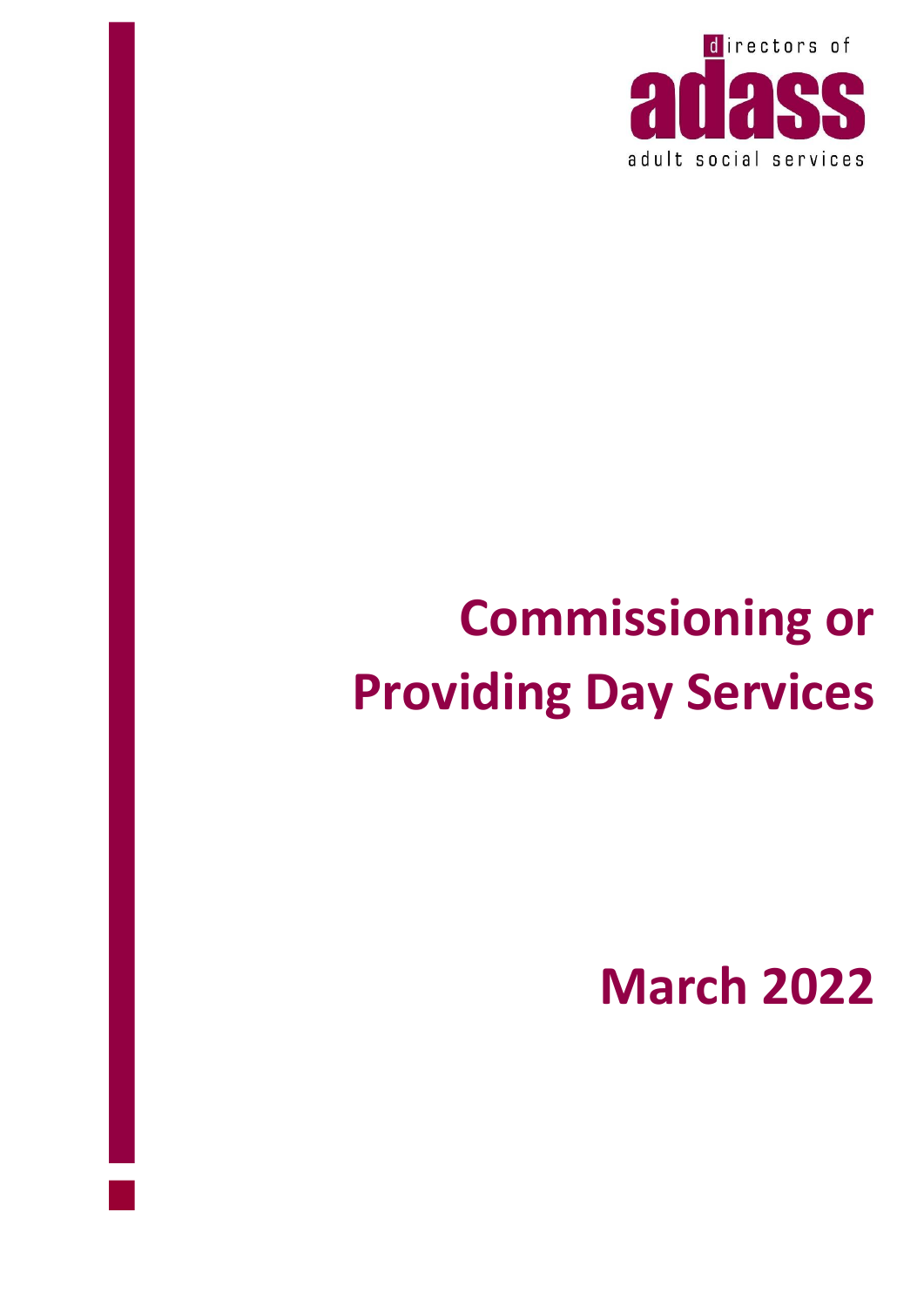directors of adass adult social services

# Commissioning or Providing Day Services

## March 2022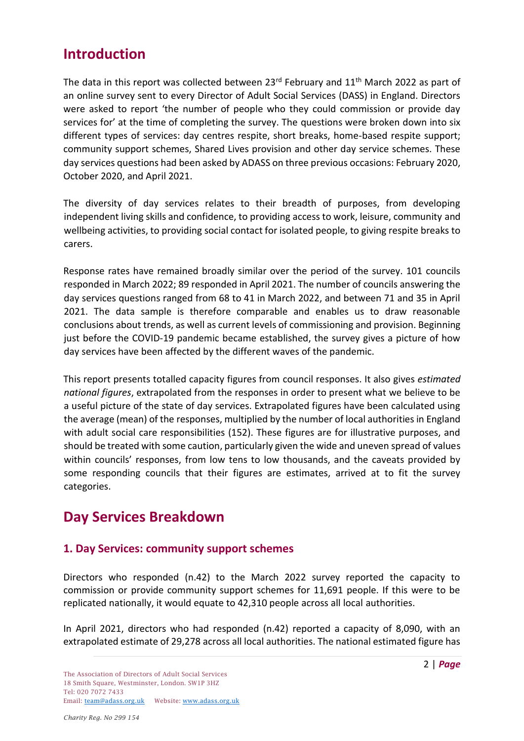# Introduction

The data in this report was collected between 23rd February and 11th March 2022 as part of an online survey sent to every Director of Adult Social Services (DASS) in England. Directors were asked to report 'the number of people who they could commission or provide day services for' at the time of completing the survey. The questions were broken down into six different types of services: day centres respite, short breaks, home-based respite support; community support schemes, Shared Lives provision and other day service schemes. These day services questions had been asked by ADASS on three previous occasions: February 2020, October 2020, and April 2021.

The diversity of day services relates to their breadth of purposes, from developing independent living skills and confidence, to providing access to work, leisure, community and wellbeing activities, to providing social contact for isolated people, to giving respite breaks to carers.

Response rates have remained broadly similar over the period of the survey. 101 councils responded in March 2022; 89 responded in April 2021. The number of councils answering the day services questions ranged from 68 to 41 in March 2022, and between 71 and 35 in April 2021. The data sample is therefore comparable and enables us to draw reasonable conclusions about trends, as well as current levels of commissioning and provision. Beginning just before the COVID-19 pandemic became established, the survey gives a picture of how day services have been affected by the different waves of the pandemic.

This report presents totalled capacity figures from council responses. It also gives *estimated national figures*, extrapolated from the responses in order to present what we believe to be a useful picture of the state of day services. Extrapolated figures have been calculated using the average (mean) of the responses, multiplied by the number of local authorities in England with adult social care responsibilities (152). These figures are for illustrative purposes, and should be treated with some caution, particularly given the wide and uneven spread of values within councils' responses, from low tens to low thousands, and the caveats provided by some responding councils that their figures are estimates, arrived at to fit the survey categories.

# Day Services Breakdown

## 1. Day Services: community support schemes

Directors who responded (n.42) to the March 2022 survey reported the capacity to commission or provide community support schemes for 11,691 people. If this were to be replicated nationally, it would equate to 42,310 people across all local authorities.

In April 2021, directors who had responded (n.42) reported a capacity of 8,090, with an extrapolated estimate of 29,278 across all local authorities. The national estimated figure has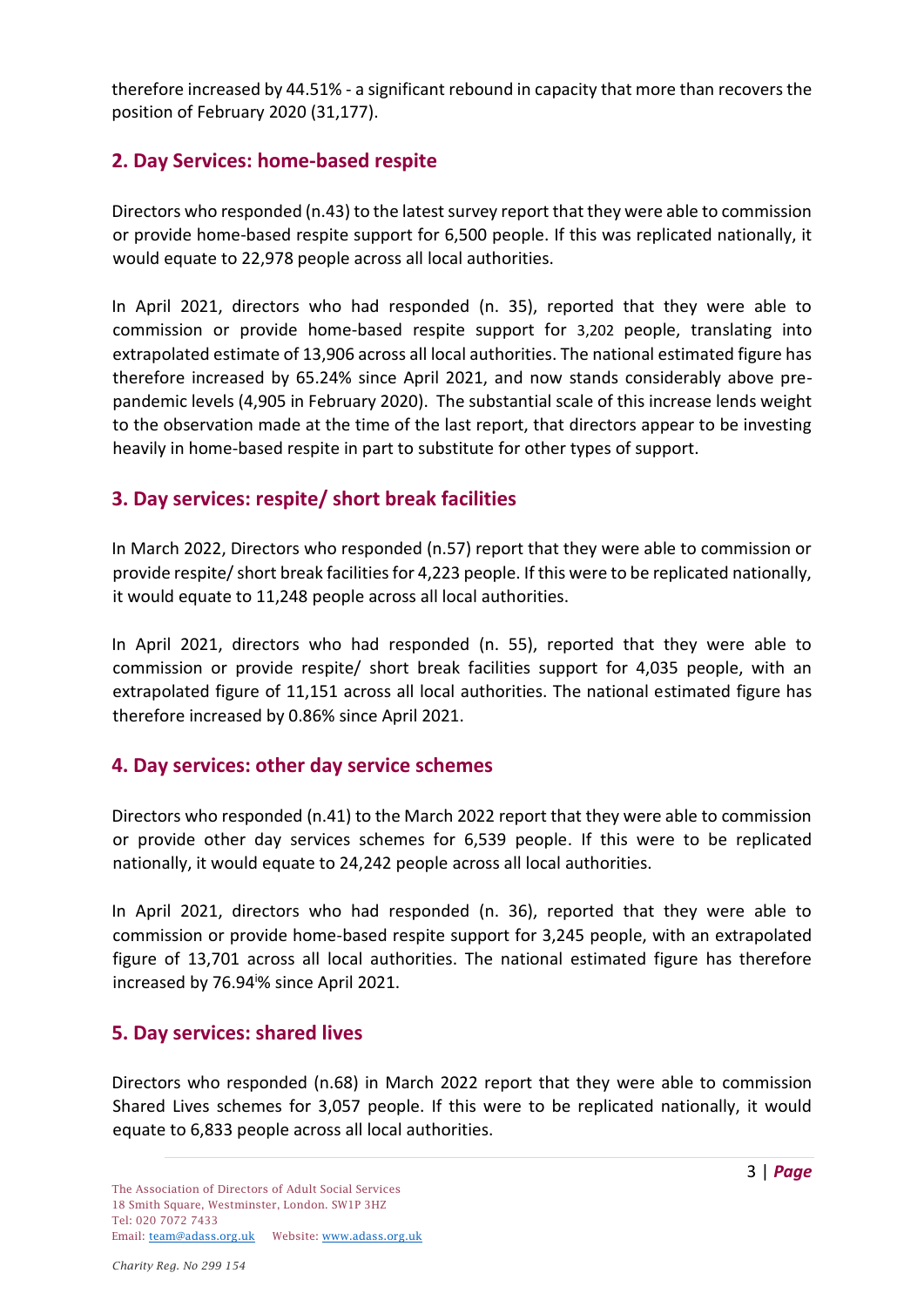therefore increased by 44.51% - a significant rebound in capacity that more than recovers the position of February 2020 (31,177).

## 2. Day Services: home-based respite

Directors who responded (n.43) to the latest survey report that they were able to commission or provide home-based respite support for 6,500 people. If this was replicated nationally, it would equate to 22,978 people across all local authorities.

In April 2021, directors who had responded (n. 35), reported that they were able to commission or provide home-based respite support for 3,202 people, translating into extrapolated estimate of 13,906 across all local authorities. The national estimated figure has therefore increased by 65.24% since April 2021, and now stands considerably above pre-pandemic levels (4,905 in February 2020). The substantial scale of this increase lends weight to the observation made at the time of the last report, that directors appear to be investing heavily in home-based respite in part to substitute for other types of support.

## 3. Day services: respite/ short break facilities

In March 2022, Directors who responded (n.57) report that they were able to commission or provide respite/ short break facilities for 4,223 people. If this were to be replicated nationally, it would equate to 11,248 people across all local authorities.

In April 2021, directors who had responded (n. 55), reported that they were able to commission or provide respite/ short break facilities support for 4,035 people, with an extrapolated figure of 11,151 across all local authorities. The national estimated figure has therefore increased by 0.86% since April 2021.

## 4. Day services: other day service schemes

Directors who responded (n.41) to the March 2022 report that they were able to commission or provide other day services schemes for 6,539 people. If this were to be replicated nationally, it would equate to 24,242 people across all local authorities.

In April 2021, directors who had responded (n. 36), reported that they were able to commission or provide home-based respite support for 3,245 people, with an extrapolated figure of 13,701 across all local authorities. The national estimated figure has therefore increased by 76.94[i]% since April 2021.

## 5. Day services: shared lives

Directors who responded (n.68) in March 2022 report that they were able to commission Shared Lives schemes for 3,057 people. If this were to be replicated nationally, it would equate to 6,833 people across all local authorities.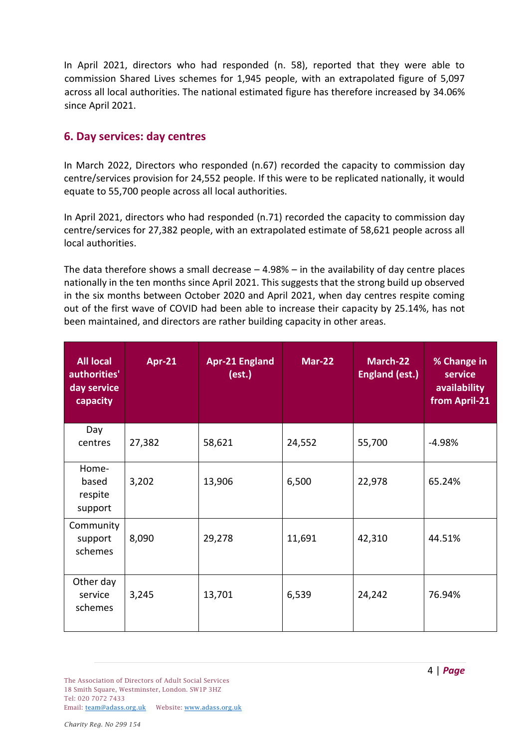In April 2021, directors who had responded (n. 58), reported that they were able to commission Shared Lives schemes for 1,945 people, with an extrapolated figure of 5,097 across all local authorities. The national estimated figure has therefore increased by 34.06% since April 2021.

## 6. Day services: day centres

In March 2022, Directors who responded (n.67) recorded the capacity to commission day centre/services provision for 24,552 people. If this were to be replicated nationally, it would equate to 55,700 people across all local authorities.

In April 2021, directors who had responded (n.71) recorded the capacity to commission day centre/services for 27,382 people, with an extrapolated estimate of 58,621 people across all local authorities.

The data therefore shows a small decrease – 4.98% – in the availability of day centre places nationally in the ten months since April 2021. This suggests that the strong build up observed in the six months between October 2020 and April 2021, when day centres respite coming out of the first wave of COVID had been able to increase their capacity by 25.14%, has not been maintained, and directors are rather building capacity in other areas.

| All local authorities' day service capacity | Apr-21 | Apr-21 England (est.) | Mar-22 | March-22 England (est.) | % Change in service availability from April-21 |
|---|---|---|---|---|---|
| Day centres | 27,382 | 58,621 | 24,552 | 55,700 | -4.98% |
| Home-based respite support | 3,202 | 13,906 | 6,500 | 22,978 | 65.24% |
| Community support schemes | 8,090 | 29,278 | 11,691 | 42,310 | 44.51% |
| Other day service schemes | 3,245 | 13,701 | 6,539 | 24,242 | 76.94% |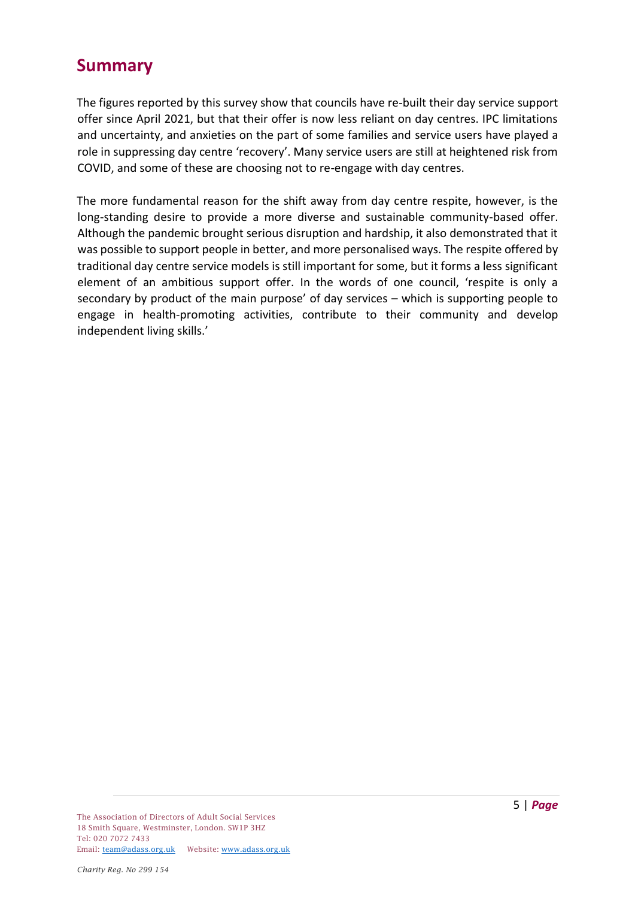## Summary

The figures reported by this survey show that councils have re-built their day service support offer since April 2021, but that their offer is now less reliant on day centres. IPC limitations and uncertainty, and anxieties on the part of some families and service users have played a role in suppressing day centre 'recovery'. Many service users are still at heightened risk from COVID, and some of these are choosing not to re-engage with day centres.

The more fundamental reason for the shift away from day centre respite, however, is the long-standing desire to provide a more diverse and sustainable community-based offer. Although the pandemic brought serious disruption and hardship, it also demonstrated that it was possible to support people in better, and more personalised ways. The respite offered by traditional day centre service models is still important for some, but it forms a less significant element of an ambitious support offer. In the words of one council, 'respite is only a secondary by product of the main purpose' of day services – which is supporting people to engage in health-promoting activities, contribute to their community and develop independent living skills.'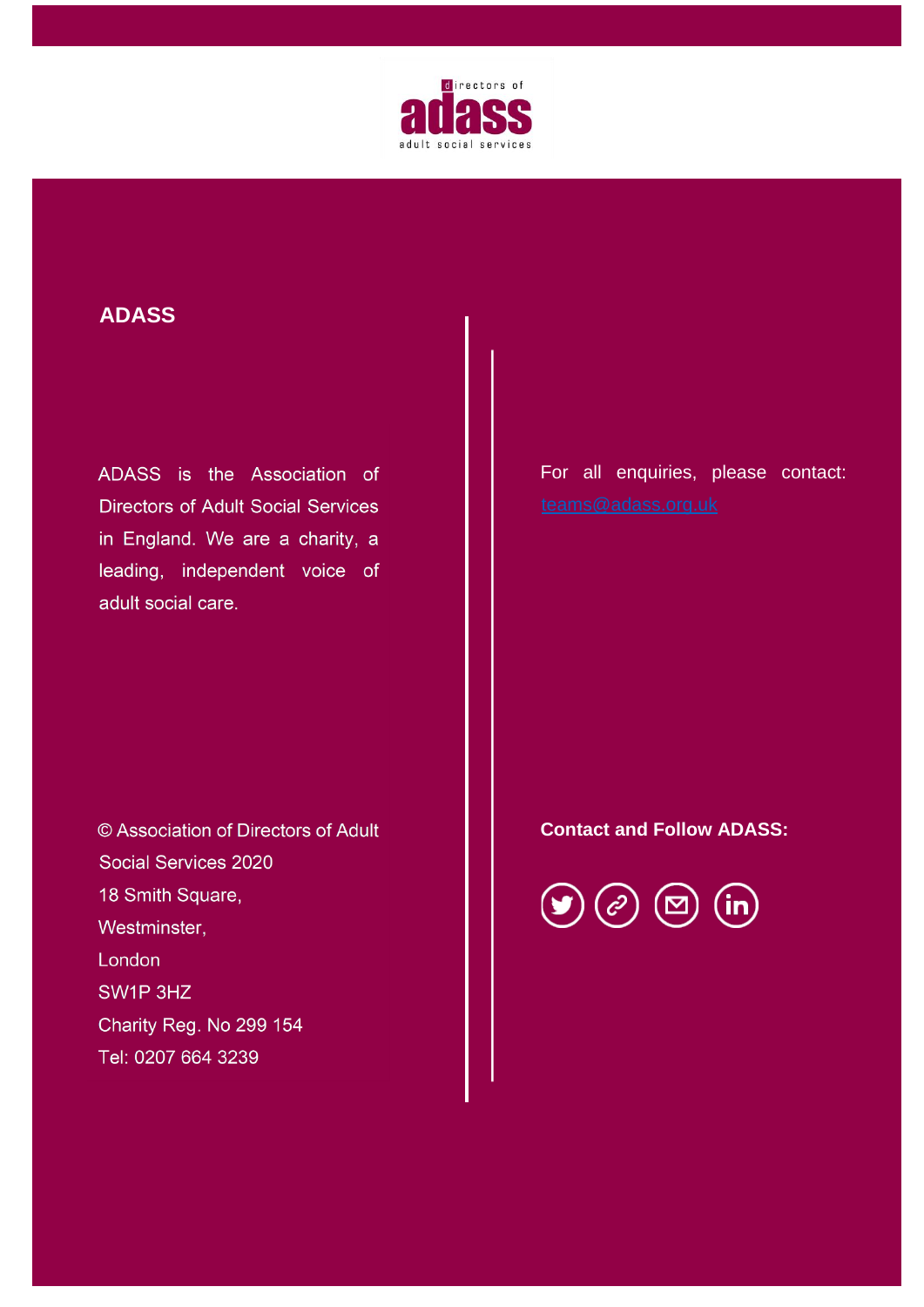directors of **adass** adult social services

## ADASS

ADASS is the Association of Directors of Adult Social Services in England. We are a charity, a leading, independent voice of adult social care.

© Association of Directors of Adult Social Services 2020
18 Smith Square,
Westminster,
London
SW1P 3HZ
Charity Reg. No 299 154
Tel: 0207 664 3239

For all enquiries, please contact: teams@adass.org.uk

**Contact and Follow ADASS:**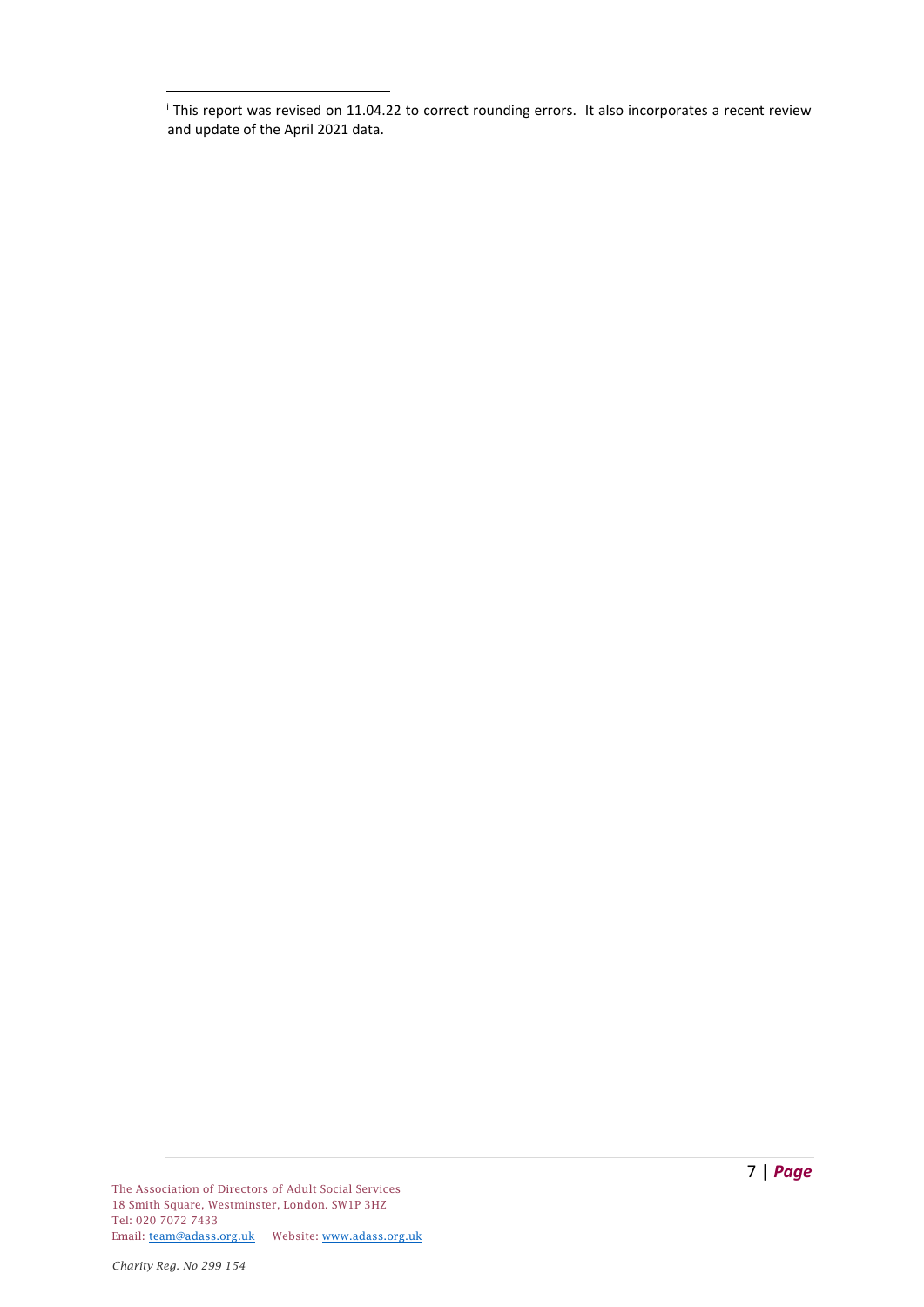[i] This report was revised on 11.04.22 to correct rounding errors. It also incorporates a recent review and update of the April 2021 data.